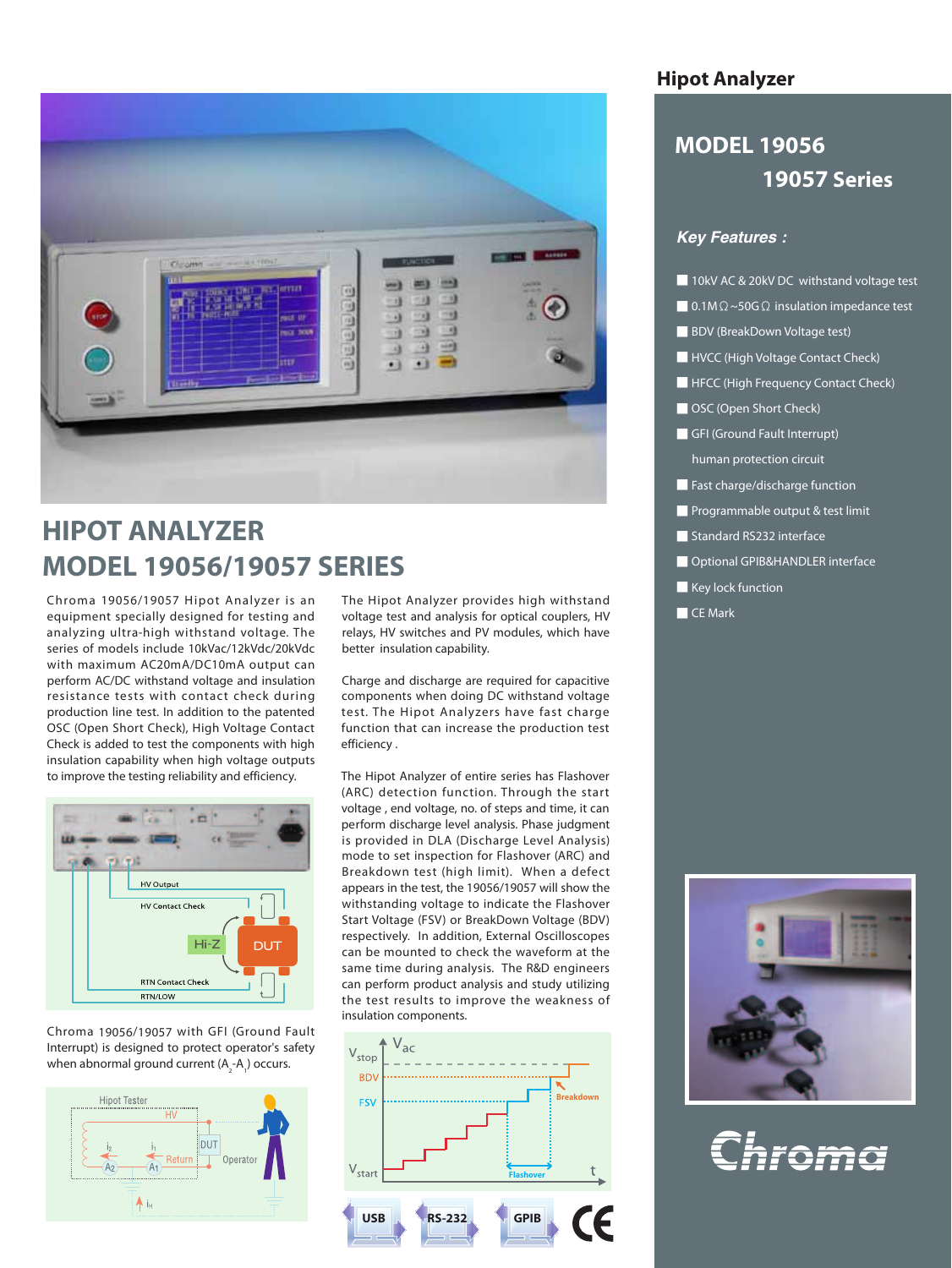# HIPOT ANALYZER
# MODEL 19056/19057 SERIES

Chroma 19056/19057 Hipot Analyzer is an equipment specially designed for testing and analyzing ultra-high withstand voltage. The series of models include 10kVac/12kVdc/20kVdc with maximum AC20mA/DC10mA output can perform AC/DC withstand voltage and insulation resistance tests with contact check during production line test. In addition to the patented OSC (Open Short Check), High Voltage Contact Check is added to test the components with high insulation capability when high voltage outputs to improve the testing reliability and efficiency.

Chroma 19056/19057 with GFI (Ground Fault Interrupt) is designed to protect operator's safety when abnormal ground current ($A_2$-$A_1$) occurs.

The Hipot Analyzer provides high withstand voltage test and analysis for optical couplers, HV relays, HV switches and PV modules, which have better insulation capability.

Charge and discharge are required for capacitive components when doing DC withstand voltage test. The Hipot Analyzers have fast charge function that can increase the production test efficiency .

The Hipot Analyzer of entire series has Flashover (ARC) detection function. Through the start voltage , end voltage, no. of steps and time, it can perform discharge level analysis. Phase judgment is provided in DLA (Discharge Level Analysis) mode to set inspection for Flashover (ARC) and Breakdown test (high limit). When a defect appears in the test, the 19056/19057 will show the withstanding voltage to indicate the Flashover Start Voltage (FSV) or BreakDown Voltage (BDV) respectively. In addition, External Oscilloscopes can be mounted to check the waveform at the same time during analysis. The R&D engineers can perform product analysis and study utilizing the test results to improve the weakness of insulation components.

## Hipot Analyzer

## MODEL 19056
## 19057 Series

### *Key Features :*

- 10kV AC & 20kV DC withstand voltage test
- 0.1MΩ~50GΩ insulation impedance test
- BDV (BreakDown Voltage test)
- HVCC (High Voltage Contact Check)
- HFCC (High Frequency Contact Check)
- OSC (Open Short Check)
- GFI (Ground Fault Interrupt) human protection circuit
- Fast charge/discharge function
- Programmable output & test limit
- Standard RS232 interface
- Optional GPIB&HANDLER interface
- Key lock function
- CE Mark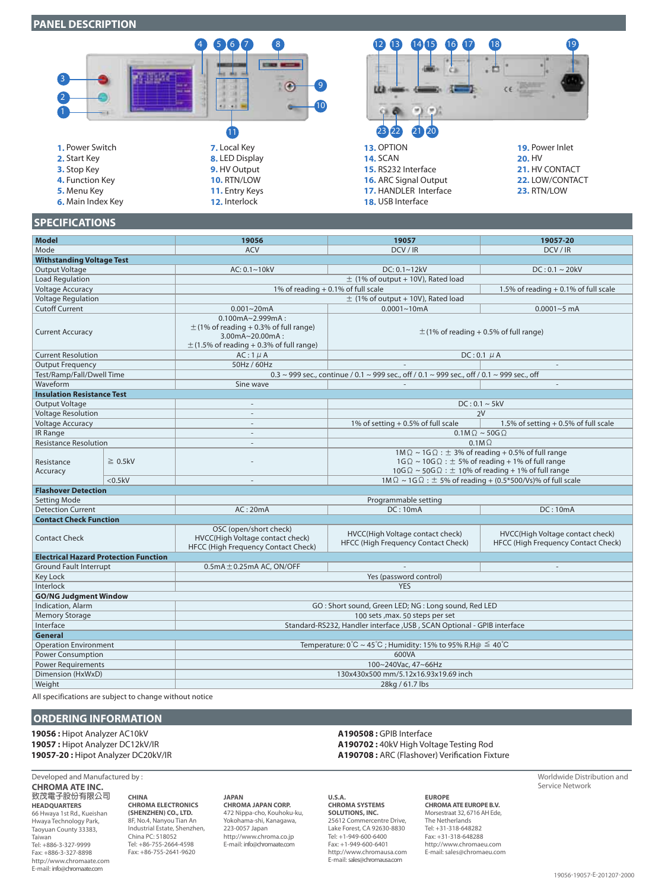## PANEL DESCRIPTION

1. Power Switch
2. Start Key
3. Stop Key
4. Function Key
5. Menu Key
6. Main Index Key
7. Local Key
8. LED Display
9. HV Output
10. RTN/LOW
11. Entry Keys
12. Interlock
13. OPTION
14. SCAN
15. RS232 Interface
16. ARC Signal Output
17. HANDLER Interface
18. USB Interface
19. Power Inlet
20. HV
21. HV CONTACT
22. LOW/CONTACT
23. RTN/LOW

## SPECIFICATIONS

| Model | | 19056 | 19057 | 19057-20 |
|---|---|---|---|---|
| Mode | | ACV | DCV / IR | DCV / IR |
| **Withstanding Voltage Test** | | | | |
| Output Voltage | | AC: 0.1~10kV | DC: 0.1~12kV | DC : 0.1 ~ 20kV |
| Load Regulation | | ± (1% of output + 10V), Rated load | | |
| Voltage Accuracy | | 1% of reading + 0.1% of full scale | | 1.5% of reading + 0.1% of full scale |
| Voltage Regulation | | ± (1% of output + 10V), Rated load | | |
| Cutoff Current | | 0.001~20mA | 0.0001~10mA | 0.0001~5 mA |
| Current Accuracy | | 0.100mA~2.999mA : ±(1% of reading + 0.3% of full range) 3.00mA~20.00mA : ±(1.5% of reading + 0.3% of full range) | ±(1% of reading + 0.5% of full range) | |
| Current Resolution | | AC : 1 μA | DC : 0.1 μA | |
| Output Frequency | | 50Hz / 60Hz | - | - |
| Test/Ramp/Fall/Dwell Time | | 0.3 ~ 999 sec., continue / 0.1 ~ 999 sec., off / 0.1 ~ 999 sec., off / 0.1 ~ 999 sec., off | | |
| Waveform | | Sine wave | - | - |
| **Insulation Resistance Test** | | | | |
| Output Voltage | | - | DC : 0.1 ~ 5kV | |
| Voltage Resolution | | - | 2V | |
| Voltage Accuracy | | - | 1% of setting + 0.5% of full scale | 1.5% of setting + 0.5% of full scale |
| IR Range | | - | 0.1MΩ ~ 50GΩ | |
| Resistance Resolution | | - | 0.1MΩ | |
| Resistance Accuracy | ≧ 0.5kV | - | 1MΩ ~ 1GΩ : ± 3% of reading + 0.5% of full range<br>1GΩ ~ 10GΩ : ± 5% of reading + 1% of full range<br>10GΩ ~ 50GΩ : ± 10% of reading + 1% of full range | |
| | <0.5kV | - | 1MΩ ~ 1GΩ : ± 5% of reading + (0.5*500/Vs)% of full scale | |
| **Flashover Detection** | | | | |
| Setting Mode | | Programmable setting | | |
| Detection Current | | AC : 20mA | DC : 10mA | DC : 10mA |
| **Contact Check Function** | | | | |
| Contact Check | | OSC (open/short check) HVCC(High Voltage contact check) HFCC (High Frequency Contact Check) | HVCC(High Voltage contact check) HFCC (High Frequency Contact Check) | HVCC(High Voltage contact check) HFCC (High Frequency Contact Check) |
| **Electrical Hazard Protection Function** | | | | |
| Ground Fault Interrupt | | 0.5mA±0.25mA AC, ON/OFF | - | - |
| Key Lock | | Yes (password control) | | |
| Interlock | | YES | | |
| **GO/NG Judgment Window** | | | | |
| Indication, Alarm | | GO : Short sound, Green LED; NG : Long sound, Red LED | | |
| Memory Storage | | 100 sets ,max. 50 steps per set | | |
| Interface | | Standard-RS232, Handler interface ,USB , SCAN Optional - GPIB interface | | |
| **General** | | | | |
| Operation Environment | | Temperature: 0℃ ~ 45℃ ; Humidity: 15% to 95% R.H@ ≦ 40℃ | | |
| Power Consumption | | 600VA | | |
| Power Requirements | | 100~240Vac, 47~66Hz | | |
| Dimension (HxWxD) | | 130x430x500 mm/5.12x16.93x19.69 inch | | |
| Weight | | 28kg / 61.7 lbs | | |

All specifications are subject to change without notice

## ORDERING INFORMATION

**19056 :** Hipot Analyzer AC10kV
**19057 :** Hipot Analyzer DC12kV/IR
**19057-20 :** Hipot Analyzer DC20kV/IR

**A190508 :** GPIB Interface
**A190702 :** 40kV High Voltage Testing Rod
**A190708 :** ARC (Flashover) Verification Fixture

Developed and Manufactured by :

**CHROMA ATE INC.**
致茂電子股份有限公司
**HEADQUARTERS**
66 Hwaya 1st Rd., Kueishan Hwaya Technology Park, Taoyuan County 33383, Taiwan
Tel: +886-3-327-9999
Fax: +886-3-327-8898
http://www.chromaate.com
E-mail: info@chromaate.com

**CHINA**
**CHROMA ELECTRONICS (SHENZHEN) CO., LTD.**
8F, No.4, Nanyou Tian An Industrial Estate, Shenzhen, China PC: 518052
Tel: +86-755-2664-4598
Fax: +86-755-2641-9620

**JAPAN**
**CHROMA JAPAN CORP.**
472 Nippa-cho, Kouhoku-ku, Yokohama-shi, Kanagawa, 223-0057 Japan
http://www.chroma.co.jp
E-mail: info@chromaate.com

**U.S.A.**
**CHROMA SYSTEMS SOLUTIONS, INC.**
25612 Commercentre Drive, Lake Forest, CA 92630-8830
Tel: +1-949-600-6400
Fax: +1-949-600-6401
http://www.chromausa.com
E-mail: sales@chromausa.com

Worldwide Distribution and Service Network

**EUROPE**
**CHROMA ATE EUROPE B.V.**
Morsestraat 32, 6716 AH Ede, The Netherlands
Tel: +31-318-648282
Fax: +31-318-648288
http://www.chromaeu.com
E-mail: sales@chromaeu.com

19056-19057-E-201207-2000